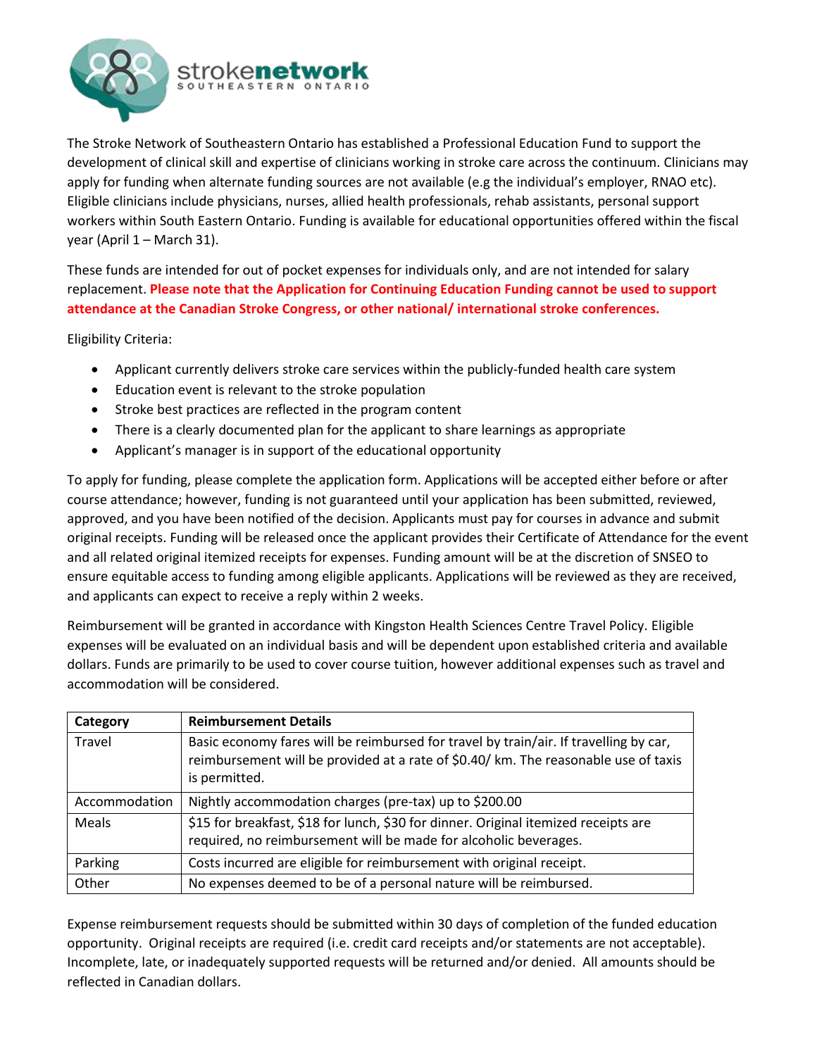strokenetwork
SOUTHEASTERN ONTARIO

The Stroke Network of Southeastern Ontario has established a Professional Education Fund to support the development of clinical skill and expertise of clinicians working in stroke care across the continuum. Clinicians may apply for funding when alternate funding sources are not available (e.g the individual's employer, RNAO etc). Eligible clinicians include physicians, nurses, allied health professionals, rehab assistants, personal support workers within South Eastern Ontario. Funding is available for educational opportunities offered within the fiscal year (April 1 – March 31).

These funds are intended for out of pocket expenses for individuals only, and are not intended for salary replacement. **Please note that the Application for Continuing Education Funding cannot be used to support attendance at the Canadian Stroke Congress, or other national/ international stroke conferences.**

Eligibility Criteria:

- Applicant currently delivers stroke care services within the publicly-funded health care system
- Education event is relevant to the stroke population
- Stroke best practices are reflected in the program content
- There is a clearly documented plan for the applicant to share learnings as appropriate
- Applicant's manager is in support of the educational opportunity

To apply for funding, please complete the application form. Applications will be accepted either before or after course attendance; however, funding is not guaranteed until your application has been submitted, reviewed, approved, and you have been notified of the decision. Applicants must pay for courses in advance and submit original receipts. Funding will be released once the applicant provides their Certificate of Attendance for the event and all related original itemized receipts for expenses. Funding amount will be at the discretion of SNSEO to ensure equitable access to funding among eligible applicants. Applications will be reviewed as they are received, and applicants can expect to receive a reply within 2 weeks.

Reimbursement will be granted in accordance with Kingston Health Sciences Centre Travel Policy. Eligible expenses will be evaluated on an individual basis and will be dependent upon established criteria and available dollars. Funds are primarily to be used to cover course tuition, however additional expenses such as travel and accommodation will be considered.

| Category | Reimbursement Details |
| --- | --- |
| Travel | Basic economy fares will be reimbursed for travel by train/air. If travelling by car, reimbursement will be provided at a rate of $0.40/ km. The reasonable use of taxis is permitted. |
| Accommodation | Nightly accommodation charges (pre-tax) up to $200.00 |
| Meals | $15 for breakfast, $18 for lunch, $30 for dinner. Original itemized receipts are required, no reimbursement will be made for alcoholic beverages. |
| Parking | Costs incurred are eligible for reimbursement with original receipt. |
| Other | No expenses deemed to be of a personal nature will be reimbursed. |

Expense reimbursement requests should be submitted within 30 days of completion of the funded education opportunity. Original receipts are required (i.e. credit card receipts and/or statements are not acceptable). Incomplete, late, or inadequately supported requests will be returned and/or denied. All amounts should be reflected in Canadian dollars.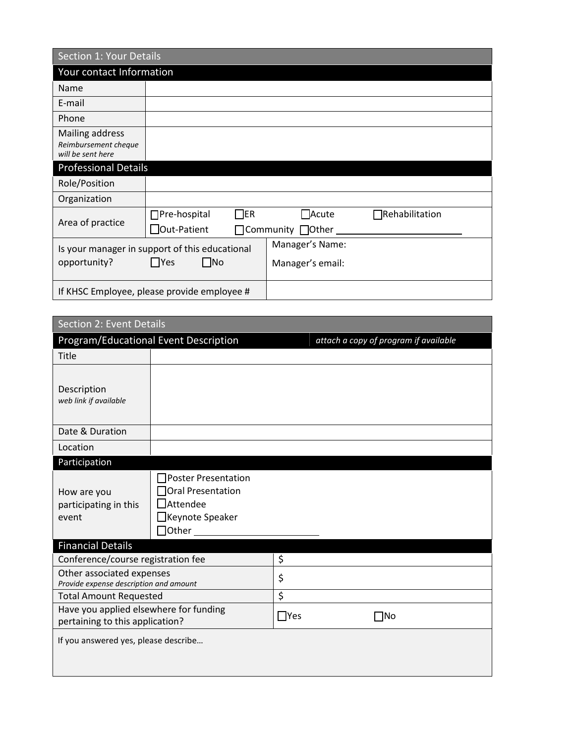## Section 1: Your Details

### Your contact Information

| Name | |
|---|---|
| E-mail | |
| Phone | |
| Mailing address *Reimbursement cheque will be sent here* | |

### Professional Details

| Role/Position | |
|---|---|
| Organization | |
| Area of practice | ☐Pre-hospital ☐ER ☐Acute ☐Rehabilitation ☐Out-Patient ☐Community ☐Other \_\_\_\_\_\_\_\_\_\_\_\_ |
| Is your manager in support of this educational opportunity? ☐Yes ☐No | Manager's Name: Manager's email: |
| If KHSC Employee, please provide employee # | |

## Section 2: Event Details

### Program/Educational Event Description *attach a copy of program if available*

| Title | |
|---|---|
| Description *web link if available* | |
| Date & Duration | |
| Location | |

### Participation

| How are you participating in this event | ☐Poster Presentation ☐Oral Presentation ☐Attendee ☐Keynote Speaker ☐Other \_\_\_\_\_\_\_\_\_\_\_\_ |
|---|---|

### Financial Details

| Conference/course registration fee | $ |
|---|---|
| Other associated expenses *Provide expense description and amount* | $ |
| Total Amount Requested | $ |
| Have you applied elsewhere for funding pertaining to this application? | ☐Yes ☐No |

If you answered yes, please describe…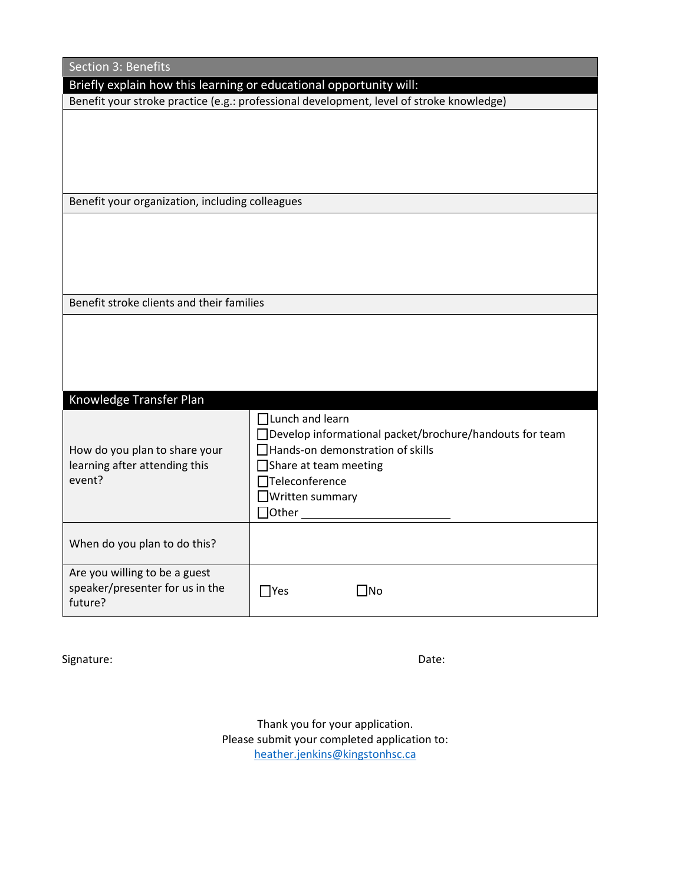## Section 3: Benefits

**Briefly explain how this learning or educational opportunity will:**

Benefit your stroke practice (e.g.: professional development, level of stroke knowledge)

Benefit your organization, including colleagues

Benefit stroke clients and their families

## Knowledge Transfer Plan

| | |
|---|---|
| How do you plan to share your learning after attending this event? | ☐ Lunch and learn<br>☐ Develop informational packet/brochure/handouts for team<br>☐ Hands-on demonstration of skills<br>☐ Share at team meeting<br>☐ Teleconference<br>☐ Written summary<br>☐ Other ________________________ |
| When do you plan to do this? | |
| Are you willing to be a guest speaker/presenter for us in the future? | ☐ Yes ☐ No |

Signature: Date:

Thank you for your application.
Please submit your completed application to:
heather.jenkins@kingstonhsc.ca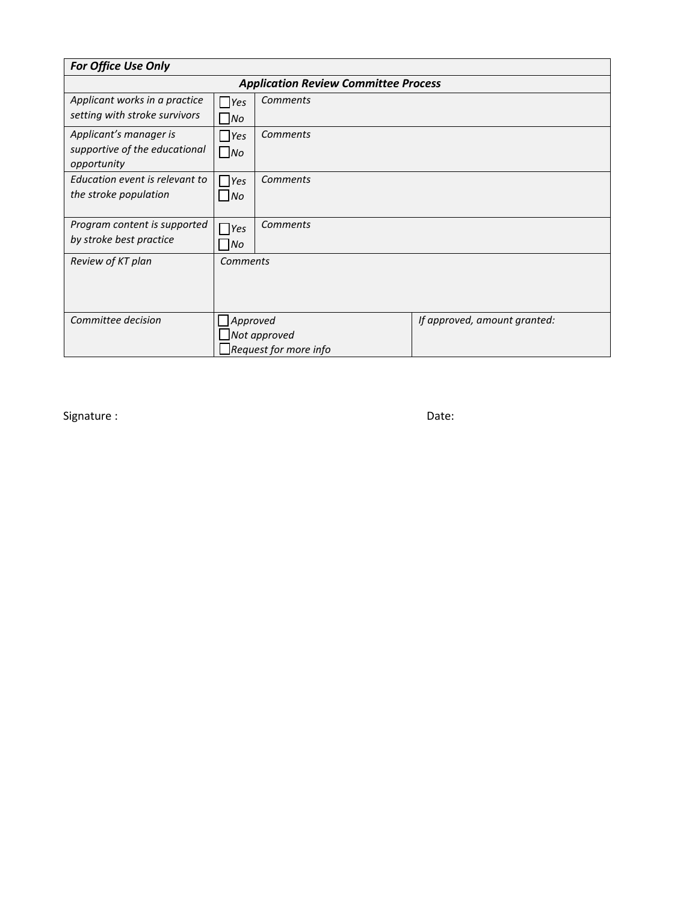| *For Office Use Only* | | |
|---|---|---|
| ***Application Review Committee Process*** | | |
| *Applicant works in a practice setting with stroke survivors* | ☐ *Yes* ☐ *No* | *Comments* |
| *Applicant's manager is supportive of the educational opportunity* | ☐ *Yes* ☐ *No* | *Comments* |
| *Education event is relevant to the stroke population* | ☐ *Yes* ☐ *No* | *Comments* |
| *Program content is supported by stroke best practice* | ☐ *Yes* ☐ *No* | *Comments* |
| *Review of KT plan* | *Comments* | |
| *Committee decision* | ☐ *Approved* ☐ *Not approved* ☐ *Request for more info* | *If approved, amount granted:* |

Signature :

Date: